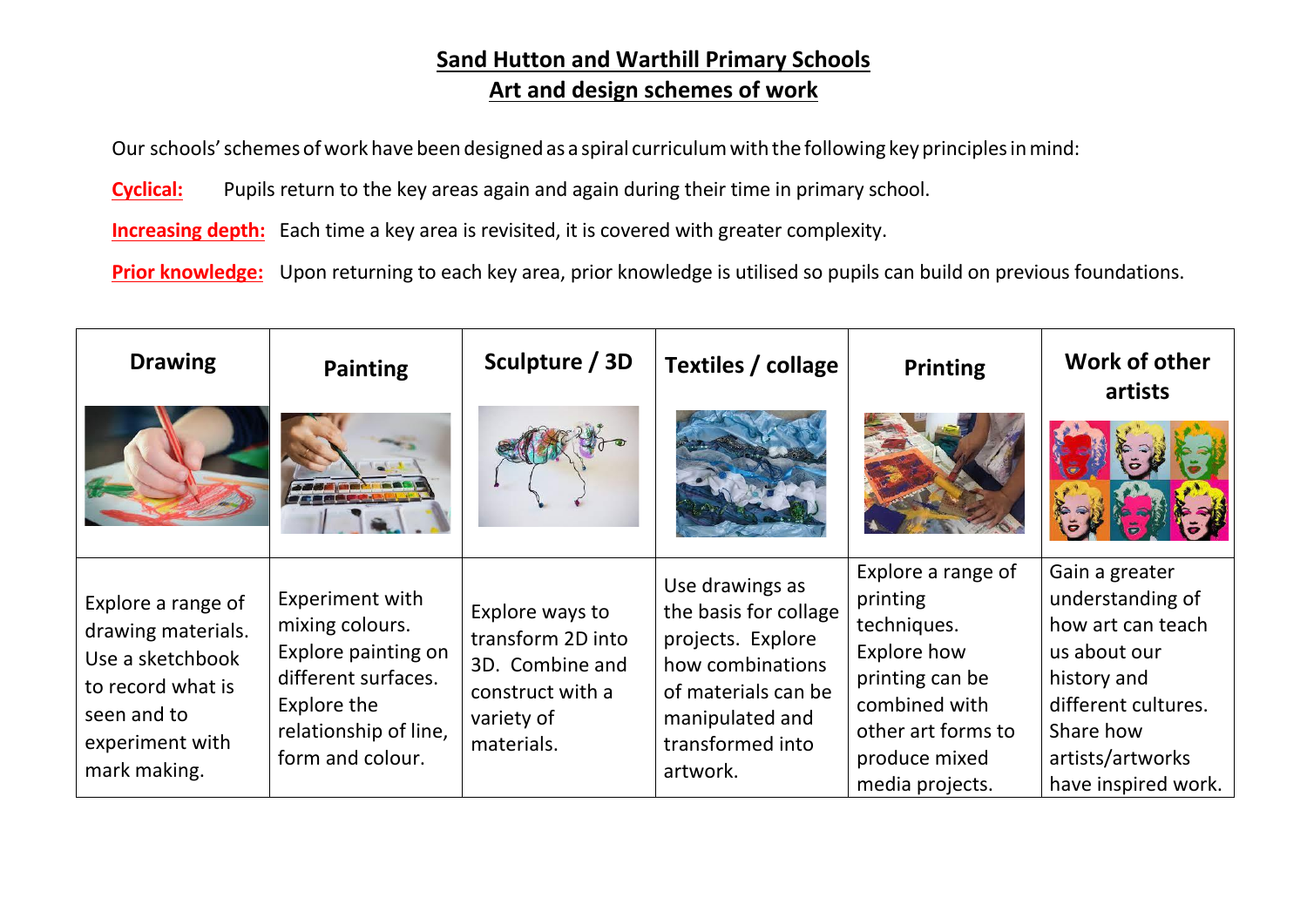# Sand Hutton and Warthill Primary Schools
## Art and design schemes of work

Our schools' schemes of work have been designed as a spiral curriculum with the following key principles in mind:

**Cyclical:** Pupils return to the key areas again and again during their time in primary school.

**Increasing depth:** Each time a key area is revisited, it is covered with greater complexity.

**Prior knowledge:** Upon returning to each key area, prior knowledge is utilised so pupils can build on previous foundations.

| Drawing | Painting | Sculpture / 3D | Textiles / collage | Printing | Work of other artists |
|---|---|---|---|---|---|
| Explore a range of drawing materials. Use a sketchbook to record what is seen and to experiment with mark making. | Experiment with mixing colours. Explore painting on different surfaces. Explore the relationship of line, form and colour. | Explore ways to transform 2D into 3D. Combine and construct with a variety of materials. | Use drawings as the basis for collage projects. Explore how combinations of materials can be manipulated and transformed into artwork. | Explore a range of printing techniques. Explore how printing can be combined with other art forms to produce mixed media projects. | Gain a greater understanding of how art can teach us about our history and different cultures. Share how artists/artworks have inspired work. |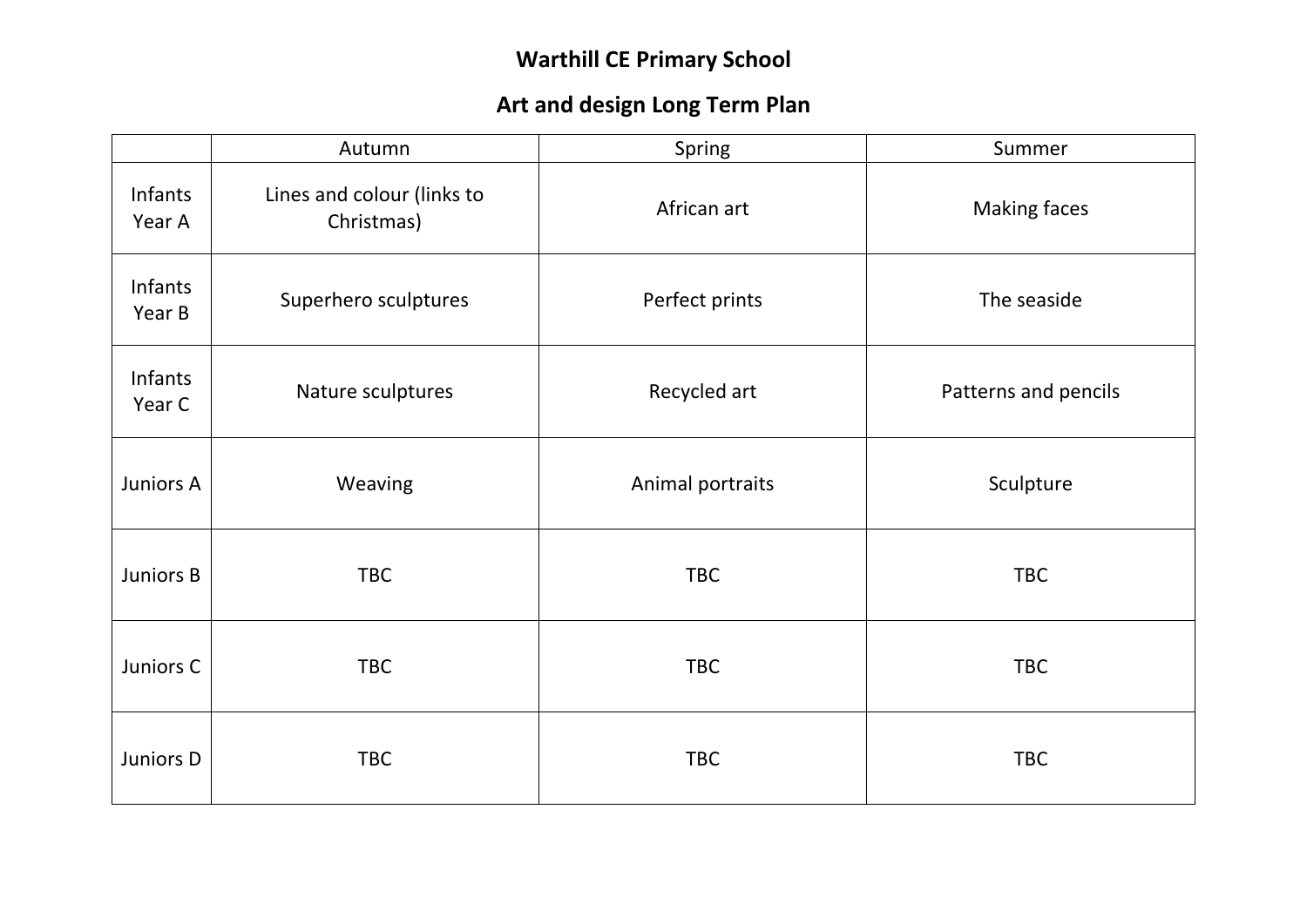# Warthill CE Primary School

## Art and design Long Term Plan

| | Autumn | Spring | Summer |
|---|---|---|---|
| Infants Year A | Lines and colour (links to Christmas) | African art | Making faces |
| Infants Year B | Superhero sculptures | Perfect prints | The seaside |
| Infants Year C | Nature sculptures | Recycled art | Patterns and pencils |
| Juniors A | Weaving | Animal portraits | Sculpture |
| Juniors B | TBC | TBC | TBC |
| Juniors C | TBC | TBC | TBC |
| Juniors D | TBC | TBC | TBC |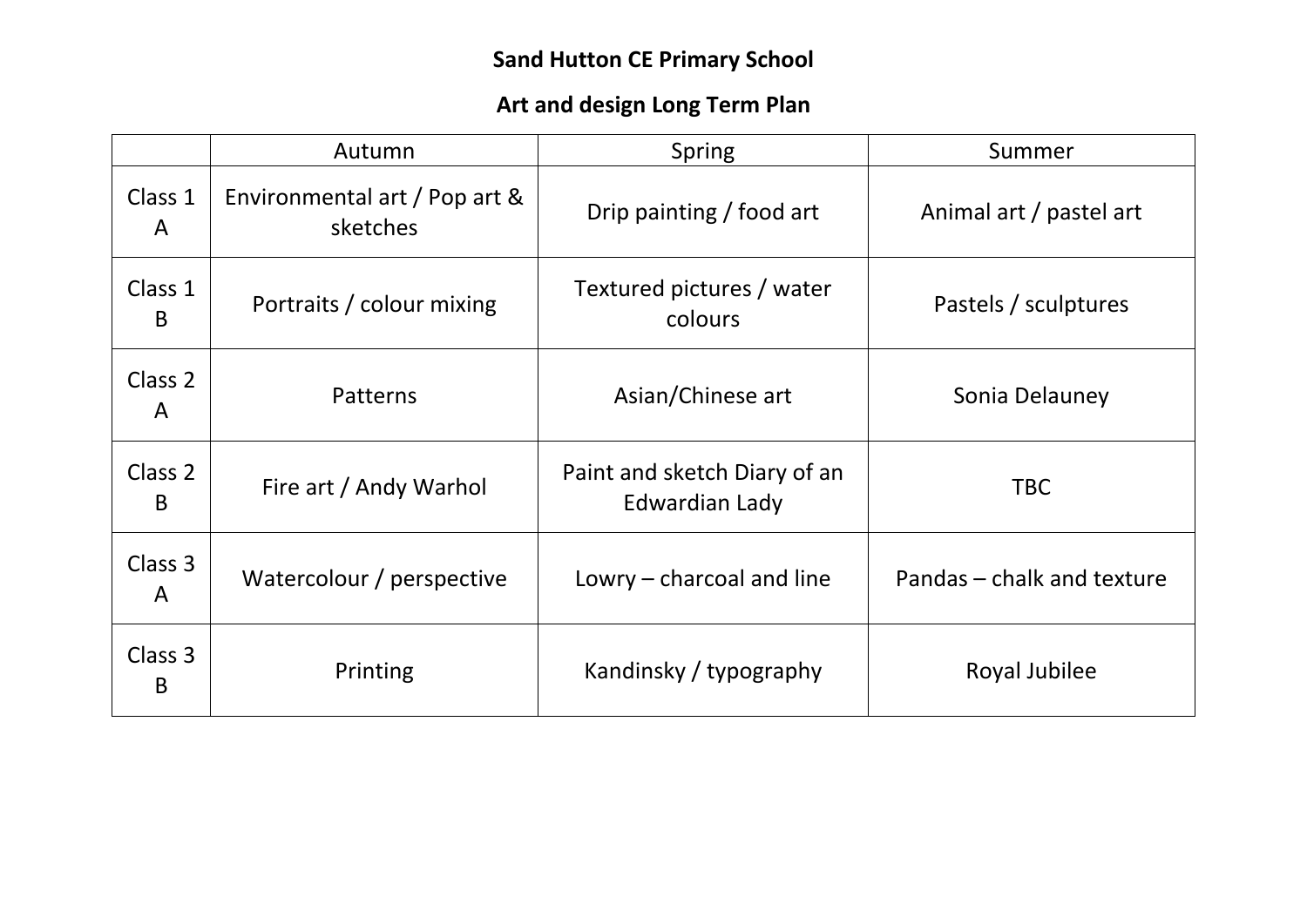# Sand Hutton CE Primary School

## Art and design Long Term Plan

| | Autumn | Spring | Summer |
|---|---|---|---|
| Class 1 A | Environmental art / Pop art & sketches | Drip painting / food art | Animal art / pastel art |
| Class 1 B | Portraits / colour mixing | Textured pictures / water colours | Pastels / sculptures |
| Class 2 A | Patterns | Asian/Chinese art | Sonia Delauney |
| Class 2 B | Fire art / Andy Warhol | Paint and sketch Diary of an Edwardian Lady | TBC |
| Class 3 A | Watercolour / perspective | Lowry – charcoal and line | Pandas – chalk and texture |
| Class 3 B | Printing | Kandinsky / typography | Royal Jubilee |